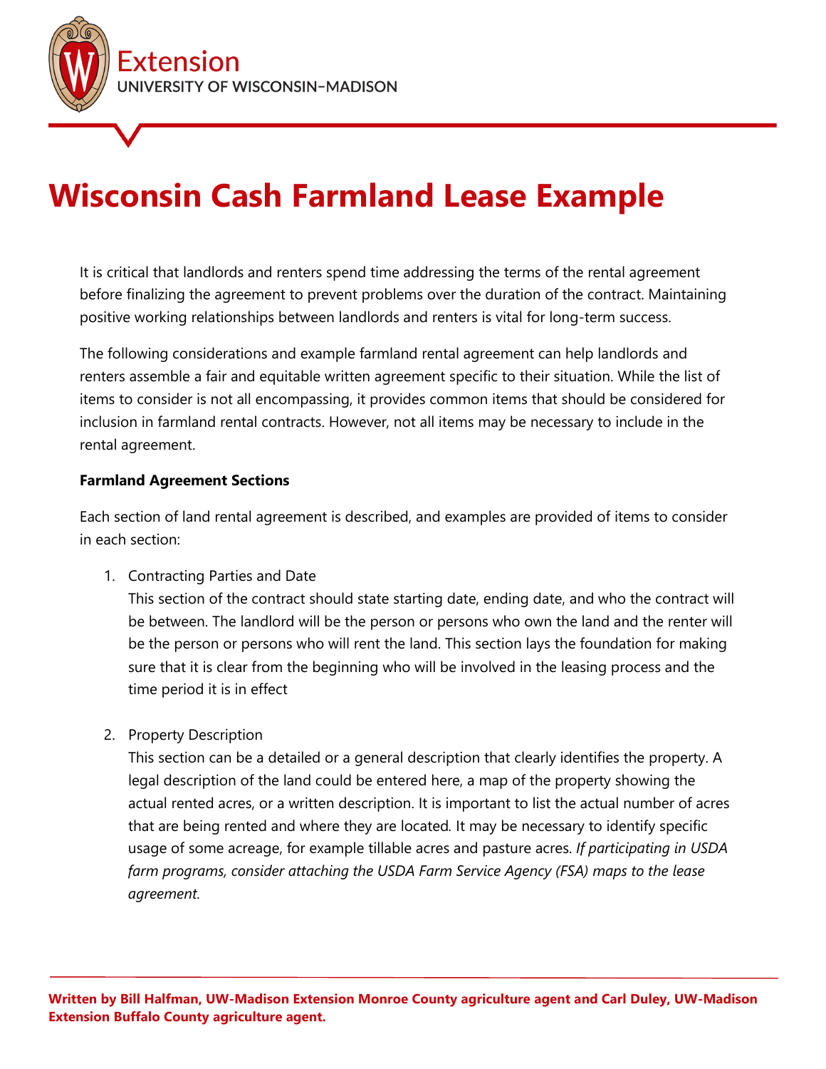Extension
UNIVERSITY OF WISCONSIN–MADISON

# Wisconsin Cash Farmland Lease Example

It is critical that landlords and renters spend time addressing the terms of the rental agreement before finalizing the agreement to prevent problems over the duration of the contract. Maintaining positive working relationships between landlords and renters is vital for long-term success.

The following considerations and example farmland rental agreement can help landlords and renters assemble a fair and equitable written agreement specific to their situation. While the list of items to consider is not all encompassing, it provides common items that should be considered for inclusion in farmland rental contracts. However, not all items may be necessary to include in the rental agreement.

**Farmland Agreement Sections**

Each section of land rental agreement is described, and examples are provided of items to consider in each section:

1. Contracting Parties and Date
   This section of the contract should state starting date, ending date, and who the contract will be between. The landlord will be the person or persons who own the land and the renter will be the person or persons who will rent the land. This section lays the foundation for making sure that it is clear from the beginning who will be involved in the leasing process and the time period it is in effect

2. Property Description
   This section can be a detailed or a general description that clearly identifies the property. A legal description of the land could be entered here, a map of the property showing the actual rented acres, or a written description. It is important to list the actual number of acres that are being rented and where they are located. It may be necessary to identify specific usage of some acreage, for example tillable acres and pasture acres. *If participating in USDA farm programs, consider attaching the USDA Farm Service Agency (FSA) maps to the lease agreement.*

**Written by Bill Halfman, UW-Madison Extension Monroe County agriculture agent and Carl Duley, UW-Madison Extension Buffalo County agriculture agent.**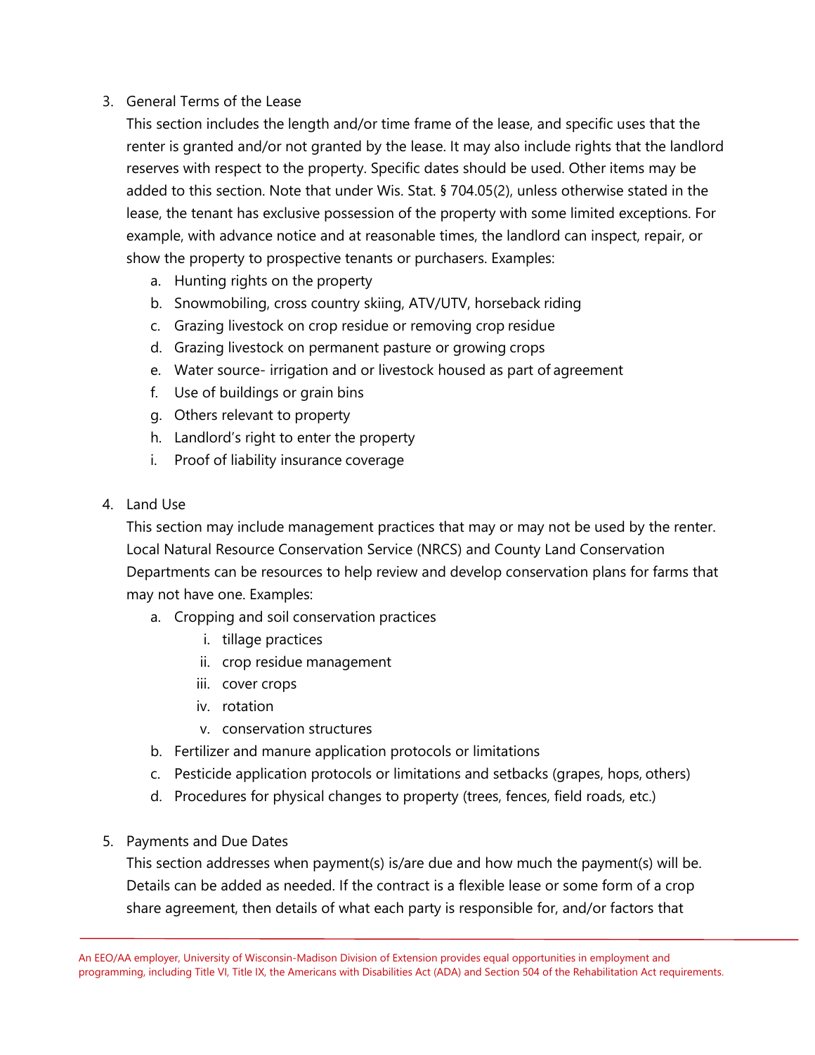3. General Terms of the Lease

   This section includes the length and/or time frame of the lease, and specific uses that the renter is granted and/or not granted by the lease. It may also include rights that the landlord reserves with respect to the property. Specific dates should be used. Other items may be added to this section. Note that under Wis. Stat. § 704.05(2), unless otherwise stated in the lease, the tenant has exclusive possession of the property with some limited exceptions. For example, with advance notice and at reasonable times, the landlord can inspect, repair, or show the property to prospective tenants or purchasers. Examples:

   a. Hunting rights on the property
   b. Snowmobiling, cross country skiing, ATV/UTV, horseback riding
   c. Grazing livestock on crop residue or removing crop residue
   d. Grazing livestock on permanent pasture or growing crops
   e. Water source- irrigation and or livestock housed as part of agreement
   f. Use of buildings or grain bins
   g. Others relevant to property
   h. Landlord's right to enter the property
   i. Proof of liability insurance coverage

4. Land Use

   This section may include management practices that may or may not be used by the renter. Local Natural Resource Conservation Service (NRCS) and County Land Conservation Departments can be resources to help review and develop conservation plans for farms that may not have one. Examples:

   a. Cropping and soil conservation practices
      i. tillage practices
      ii. crop residue management
      iii. cover crops
      iv. rotation
      v. conservation structures
   b. Fertilizer and manure application protocols or limitations
   c. Pesticide application protocols or limitations and setbacks (grapes, hops, others)
   d. Procedures for physical changes to property (trees, fences, field roads, etc.)

5. Payments and Due Dates

   This section addresses when payment(s) is/are due and how much the payment(s) will be. Details can be added as needed. If the contract is a flexible lease or some form of a crop share agreement, then details of what each party is responsible for, and/or factors that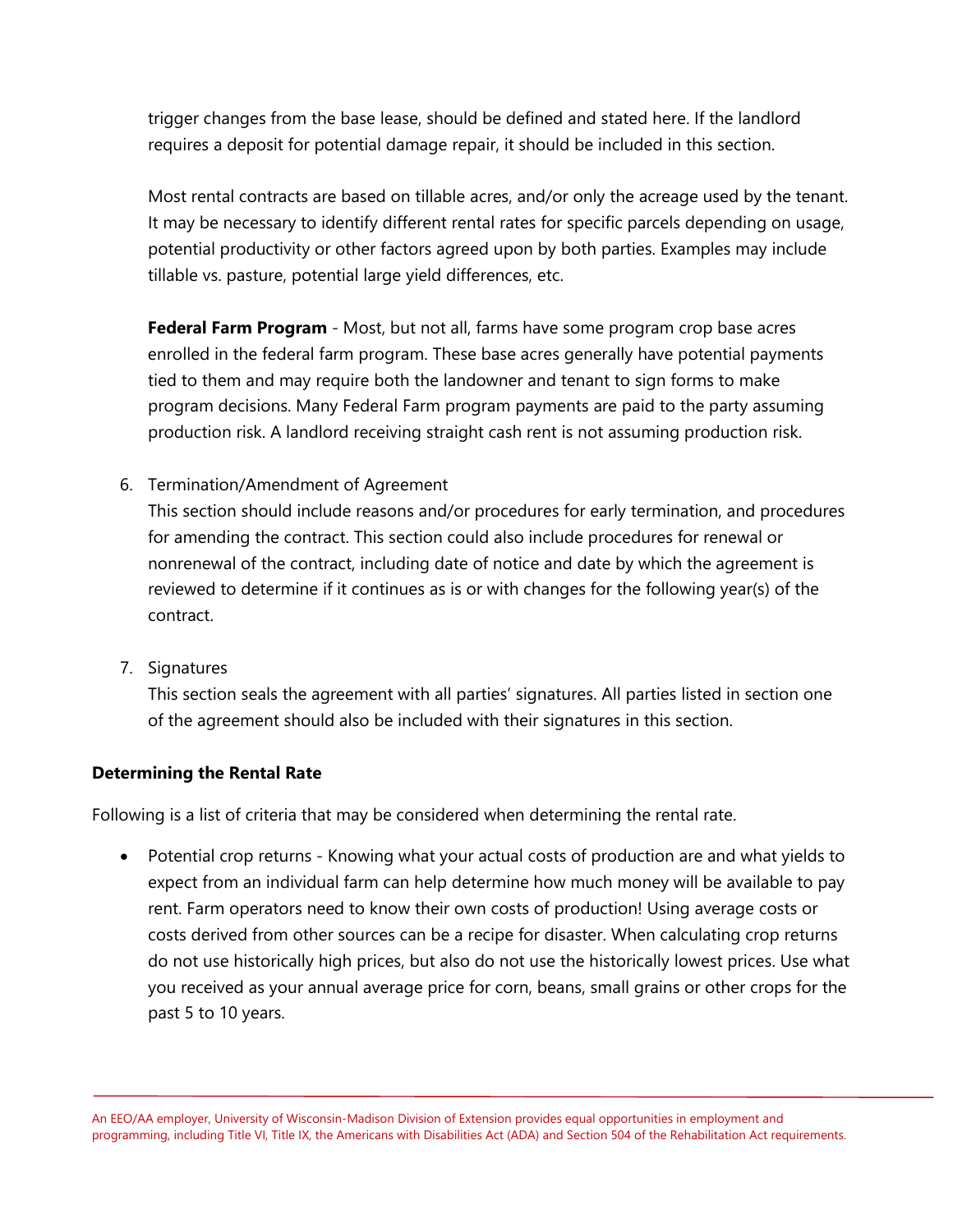trigger changes from the base lease, should be defined and stated here. If the landlord requires a deposit for potential damage repair, it should be included in this section.

Most rental contracts are based on tillable acres, and/or only the acreage used by the tenant. It may be necessary to identify different rental rates for specific parcels depending on usage, potential productivity or other factors agreed upon by both parties. Examples may include tillable vs. pasture, potential large yield differences, etc.

**Federal Farm Program** - Most, but not all, farms have some program crop base acres enrolled in the federal farm program. These base acres generally have potential payments tied to them and may require both the landowner and tenant to sign forms to make program decisions. Many Federal Farm program payments are paid to the party assuming production risk. A landlord receiving straight cash rent is not assuming production risk.

6. Termination/Amendment of Agreement

   This section should include reasons and/or procedures for early termination, and procedures for amending the contract. This section could also include procedures for renewal or nonrenewal of the contract, including date of notice and date by which the agreement is reviewed to determine if it continues as is or with changes for the following year(s) of the contract.

7. Signatures

   This section seals the agreement with all parties' signatures. All parties listed in section one of the agreement should also be included with their signatures in this section.

**Determining the Rental Rate**

Following is a list of criteria that may be considered when determining the rental rate.

- Potential crop returns - Knowing what your actual costs of production are and what yields to expect from an individual farm can help determine how much money will be available to pay rent. Farm operators need to know their own costs of production! Using average costs or costs derived from other sources can be a recipe for disaster. When calculating crop returns do not use historically high prices, but also do not use the historically lowest prices. Use what you received as your annual average price for corn, beans, small grains or other crops for the past 5 to 10 years.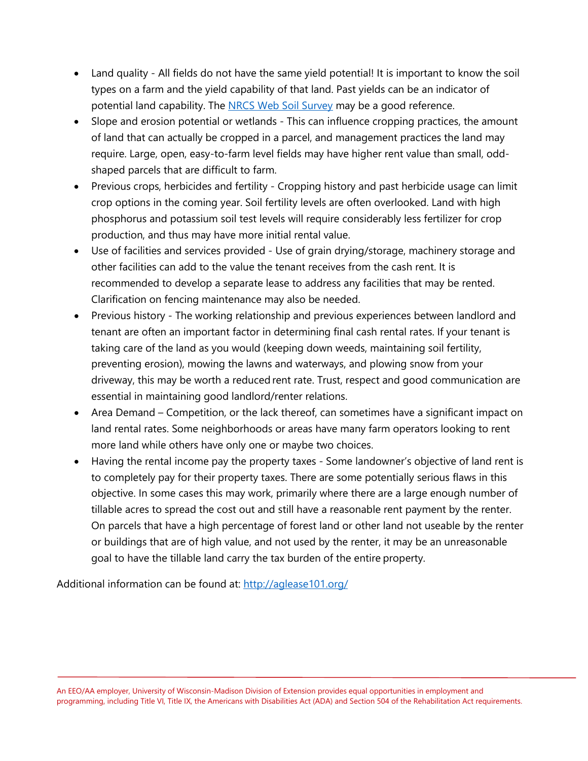- Land quality - All fields do not have the same yield potential! It is important to know the soil types on a farm and the yield capability of that land. Past yields can be an indicator of potential land capability. The [NRCS Web Soil Survey]() may be a good reference.
- Slope and erosion potential or wetlands - This can influence cropping practices, the amount of land that can actually be cropped in a parcel, and management practices the land may require. Large, open, easy-to-farm level fields may have higher rent value than small, odd-shaped parcels that are difficult to farm.
- Previous crops, herbicides and fertility - Cropping history and past herbicide usage can limit crop options in the coming year. Soil fertility levels are often overlooked. Land with high phosphorus and potassium soil test levels will require considerably less fertilizer for crop production, and thus may have more initial rental value.
- Use of facilities and services provided - Use of grain drying/storage, machinery storage and other facilities can add to the value the tenant receives from the cash rent. It is recommended to develop a separate lease to address any facilities that may be rented. Clarification on fencing maintenance may also be needed.
- Previous history - The working relationship and previous experiences between landlord and tenant are often an important factor in determining final cash rental rates. If your tenant is taking care of the land as you would (keeping down weeds, maintaining soil fertility, preventing erosion), mowing the lawns and waterways, and plowing snow from your driveway, this may be worth a reduced rent rate. Trust, respect and good communication are essential in maintaining good landlord/renter relations.
- Area Demand – Competition, or the lack thereof, can sometimes have a significant impact on land rental rates. Some neighborhoods or areas have many farm operators looking to rent more land while others have only one or maybe two choices.
- Having the rental income pay the property taxes - Some landowner's objective of land rent is to completely pay for their property taxes. There are some potentially serious flaws in this objective. In some cases this may work, primarily where there are a large enough number of tillable acres to spread the cost out and still have a reasonable rent payment by the renter. On parcels that have a high percentage of forest land or other land not useable by the renter or buildings that are of high value, and not used by the renter, it may be an unreasonable goal to have the tillable land carry the tax burden of the entire property.

Additional information can be found at: [http://aglease101.org/](http://aglease101.org/)

An EEO/AA employer, University of Wisconsin-Madison Division of Extension provides equal opportunities in employment and programming, including Title VI, Title IX, the Americans with Disabilities Act (ADA) and Section 504 of the Rehabilitation Act requirements.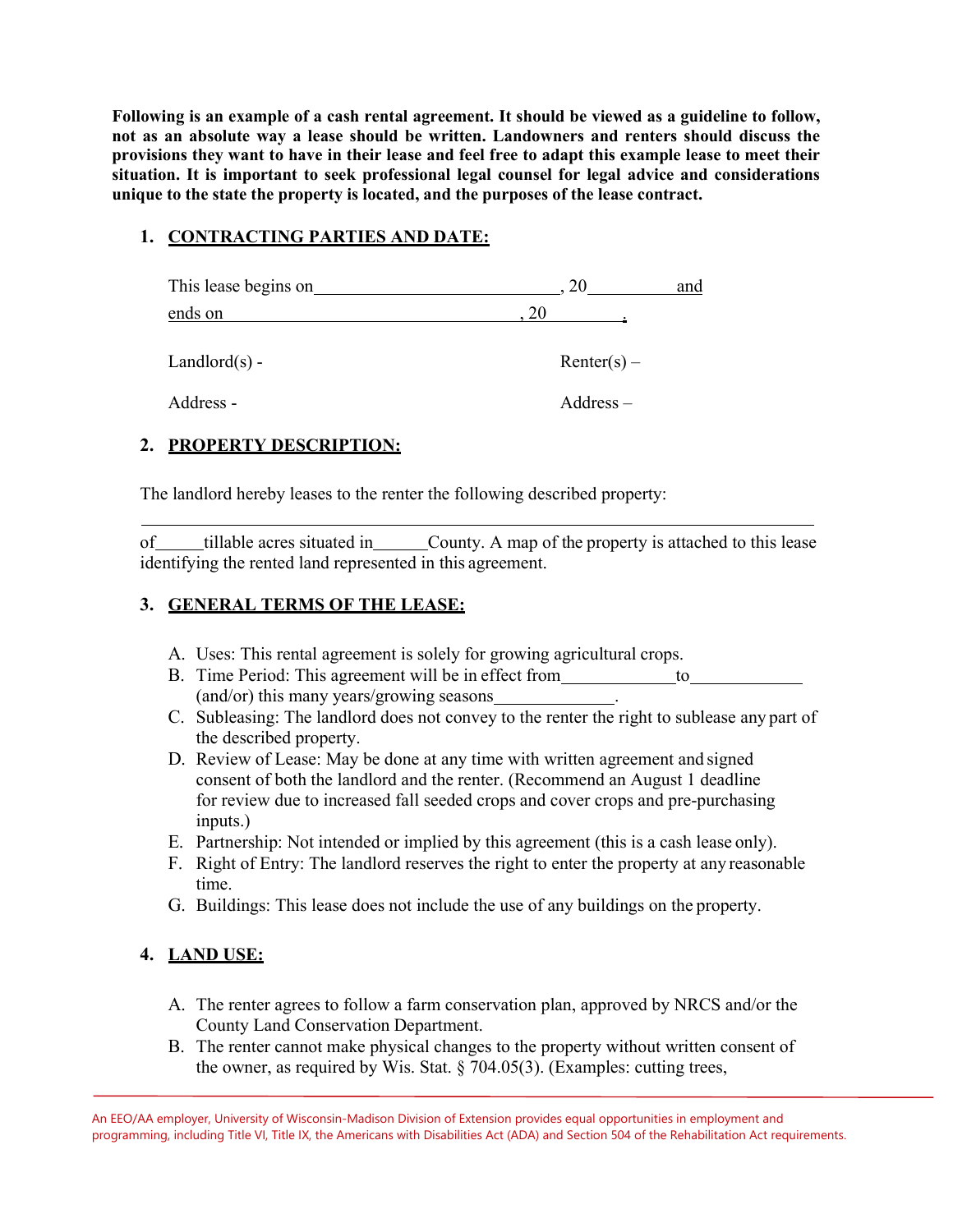**Following is an example of a cash rental agreement. It should be viewed as a guideline to follow, not as an absolute way a lease should be written. Landowners and renters should discuss the provisions they want to have in their lease and feel free to adapt this example lease to meet their situation. It is important to seek professional legal counsel for legal advice and considerations unique to the state the property is located, and the purposes of the lease contract.**

## 1. CONTRACTING PARTIES AND DATE:

This lease begins on\_\_\_\_\_\_\_\_\_\_\_\_\_\_\_\_\_\_\_\_\_\_\_\_\_\_\_\_, 20\_\_\_\_\_\_\_\_\_\_ and ends on \_\_\_\_\_\_\_\_\_\_\_\_\_\_\_\_\_\_\_\_\_\_\_\_\_\_\_\_\_\_\_\_\_\_, 20\_\_\_\_\_\_\_\_\_.

Landlord(s) -

Address -

Renter(s) –

Address –

## 2. PROPERTY DESCRIPTION:

The landlord hereby leases to the renter the following described property:

\_\_\_\_\_\_\_\_\_\_\_\_\_\_\_\_\_\_\_\_\_\_\_\_\_\_\_\_\_\_\_\_\_\_\_\_\_\_\_\_\_\_\_\_\_\_\_\_\_\_\_\_\_\_\_\_\_\_\_\_\_\_\_\_\_\_\_\_\_\_\_\_\_\_\_

of\_\_\_\_\_\_tillable acres situated in\_\_\_\_\_\_County. A map of the property is attached to this lease identifying the rented land represented in this agreement.

## 3. GENERAL TERMS OF THE LEASE:

A. Uses: This rental agreement is solely for growing agricultural crops.
B. Time Period: This agreement will be in effect from\_\_\_\_\_\_\_\_\_\_\_\_\_to\_\_\_\_\_\_\_\_\_\_\_\_\_ (and/or) this many years/growing seasons\_\_\_\_\_\_\_\_\_\_\_\_\_\_.
C. Subleasing: The landlord does not convey to the renter the right to sublease any part of the described property.
D. Review of Lease: May be done at any time with written agreement and signed consent of both the landlord and the renter. (Recommend an August 1 deadline for review due to increased fall seeded crops and cover crops and pre-purchasing inputs.)
E. Partnership: Not intended or implied by this agreement (this is a cash lease only).
F. Right of Entry: The landlord reserves the right to enter the property at any reasonable time.
G. Buildings: This lease does not include the use of any buildings on the property.

## 4. LAND USE:

A. The renter agrees to follow a farm conservation plan, approved by NRCS and/or the County Land Conservation Department.
B. The renter cannot make physical changes to the property without written consent of the owner, as required by Wis. Stat. § 704.05(3). (Examples: cutting trees,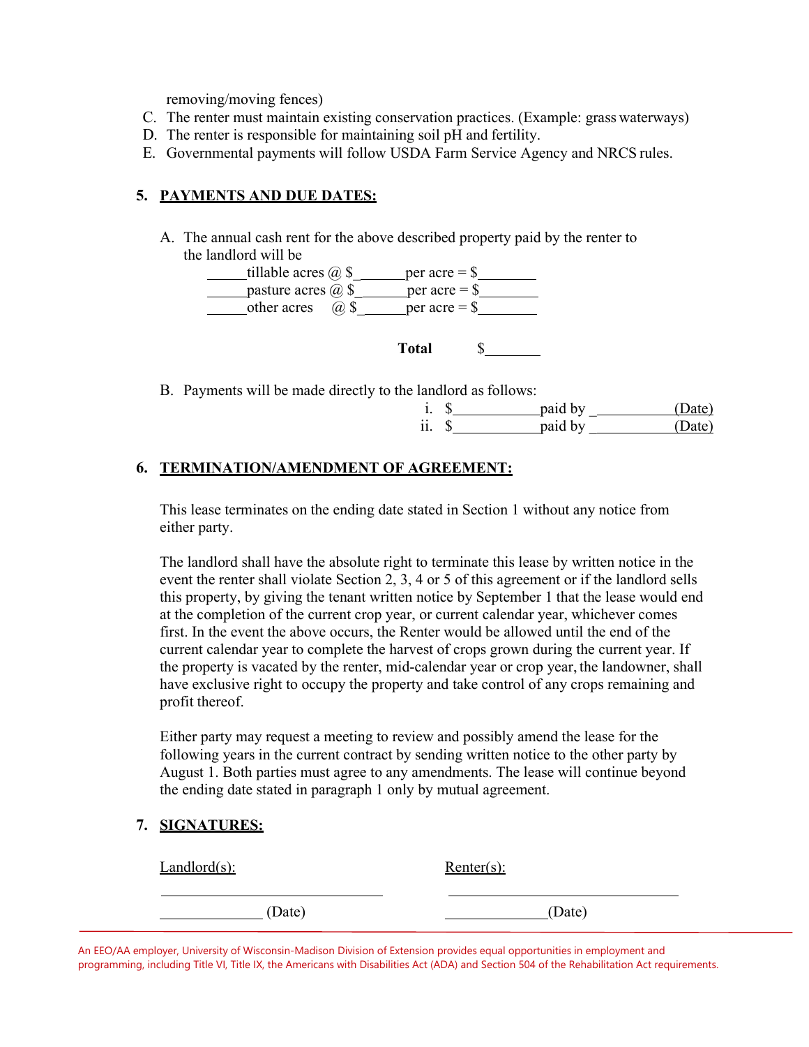removing/moving fences)

C. The renter must maintain existing conservation practices. (Example: grass waterways)
D. The renter is responsible for maintaining soil pH and fertility.
E. Governmental payments will follow USDA Farm Service Agency and NRCS rules.

**5. PAYMENTS AND DUE DATES:**

A. The annual cash rent for the above described property paid by the renter to the landlord will be

_____tillable acres @ $______per acre = $________
_____pasture acres @ $______per acre = $________
_____other acres @ $______per acre = $________

**Total** $________

B. Payments will be made directly to the landlord as follows:

i. $___________paid by ___________(Date)
ii. $___________paid by ___________(Date)

**6. TERMINATION/AMENDMENT OF AGREEMENT:**

This lease terminates on the ending date stated in Section 1 without any notice from either party.

The landlord shall have the absolute right to terminate this lease by written notice in the event the renter shall violate Section 2, 3, 4 or 5 of this agreement or if the landlord sells this property, by giving the tenant written notice by September 1 that the lease would end at the completion of the current crop year, or current calendar year, whichever comes first. In the event the above occurs, the Renter would be allowed until the end of the current calendar year to complete the harvest of crops grown during the current year. If the property is vacated by the renter, mid-calendar year or crop year, the landowner, shall have exclusive right to occupy the property and take control of any crops remaining and profit thereof.

Either party may request a meeting to review and possibly amend the lease for the following years in the current contract by sending written notice to the other party by August 1. Both parties must agree to any amendments. The lease will continue beyond the ending date stated in paragraph 1 only by mutual agreement.

**7. SIGNATURES:**

Landlord(s): ______________________________

______________ (Date)

Renter(s): ______________________________

______________ (Date)

An EEO/AA employer, University of Wisconsin-Madison Division of Extension provides equal opportunities in employment and programming, including Title VI, Title IX, the Americans with Disabilities Act (ADA) and Section 504 of the Rehabilitation Act requirements.